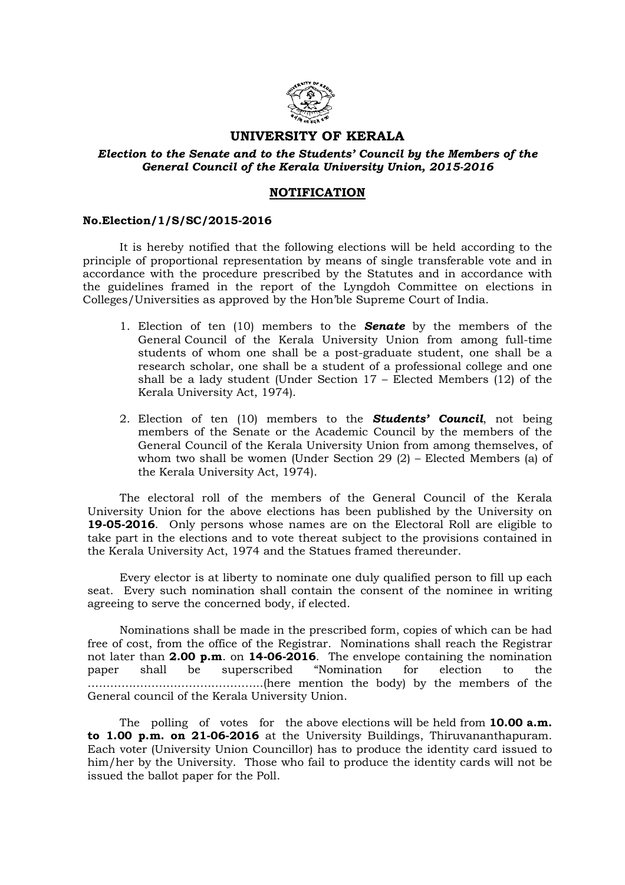# UNIVERSITY OF KERALA

***Election to the Senate and to the Students' Council by the Members of the General Council of the Kerala University Union, 2015-2016***

## NOTIFICATION

**No.Election/1/S/SC/2015-2016**

It is hereby notified that the following elections will be held according to the principle of proportional representation by means of single transferable vote and in accordance with the procedure prescribed by the Statutes and in accordance with the guidelines framed in the report of the Lyngdoh Committee on elections in Colleges/Universities as approved by the Hon'ble Supreme Court of India.

1. Election of ten (10) members to the ***Senate*** by the members of the General Council of the Kerala University Union from among full-time students of whom one shall be a post-graduate student, one shall be a research scholar, one shall be a student of a professional college and one shall be a lady student (Under Section 17 – Elected Members (12) of the Kerala University Act, 1974).

2. Election of ten (10) members to the ***Students' Council***, not being members of the Senate or the Academic Council by the members of the General Council of the Kerala University Union from among themselves, of whom two shall be women (Under Section 29 (2) – Elected Members (a) of the Kerala University Act, 1974).

The electoral roll of the members of the General Council of the Kerala University Union for the above elections has been published by the University on **19-05-2016**. Only persons whose names are on the Electoral Roll are eligible to take part in the elections and to vote thereat subject to the provisions contained in the Kerala University Act, 1974 and the Statues framed thereunder.

Every elector is at liberty to nominate one duly qualified person to fill up each seat. Every such nomination shall contain the consent of the nominee in writing agreeing to serve the concerned body, if elected.

Nominations shall be made in the prescribed form, copies of which can be had free of cost, from the office of the Registrar. Nominations shall reach the Registrar not later than **2.00 p.m**. on **14-06-2016**. The envelope containing the nomination paper shall be superscribed "Nomination for election to the ……………………………………….(here mention the body) by the members of the General council of the Kerala University Union.

The polling of votes for the above elections will be held from **10.00 a.m. to 1.00 p.m. on 21-06-2016** at the University Buildings, Thiruvananthapuram. Each voter (University Union Councillor) has to produce the identity card issued to him/her by the University. Those who fail to produce the identity cards will not be issued the ballot paper for the Poll.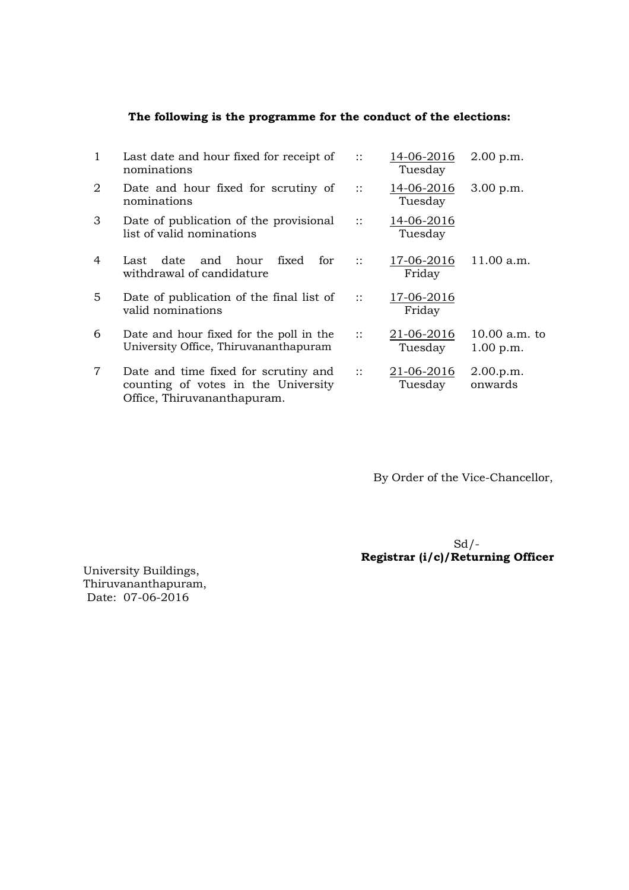**The following is the programme for the conduct of the elections:**

| | | | | |
|---|---|---|---|---|
| 1 | Last date and hour fixed for receipt of nominations | :: | 14-06-2016 Tuesday | 2.00 p.m. |
| 2 | Date and hour fixed for scrutiny of nominations | :: | 14-06-2016 Tuesday | 3.00 p.m. |
| 3 | Date of publication of the provisional list of valid nominations | :: | 14-06-2016 Tuesday | |
| 4 | Last date and hour fixed for withdrawal of candidature | :: | 17-06-2016 Friday | 11.00 a.m. |
| 5 | Date of publication of the final list of valid nominations | :: | 17-06-2016 Friday | |
| 6 | Date and hour fixed for the poll in the University Office, Thiruvananthapuram | :: | 21-06-2016 Tuesday | 10.00 a.m. to 1.00 p.m. |
| 7 | Date and time fixed for scrutiny and counting of votes in the University Office, Thiruvananthapuram. | :: | 21-06-2016 Tuesday | 2.00.p.m. onwards |

By Order of the Vice-Chancellor,

Sd/-
**Registrar (i/c)/Returning Officer**

University Buildings,
Thiruvananthapuram,
Date: 07-06-2016